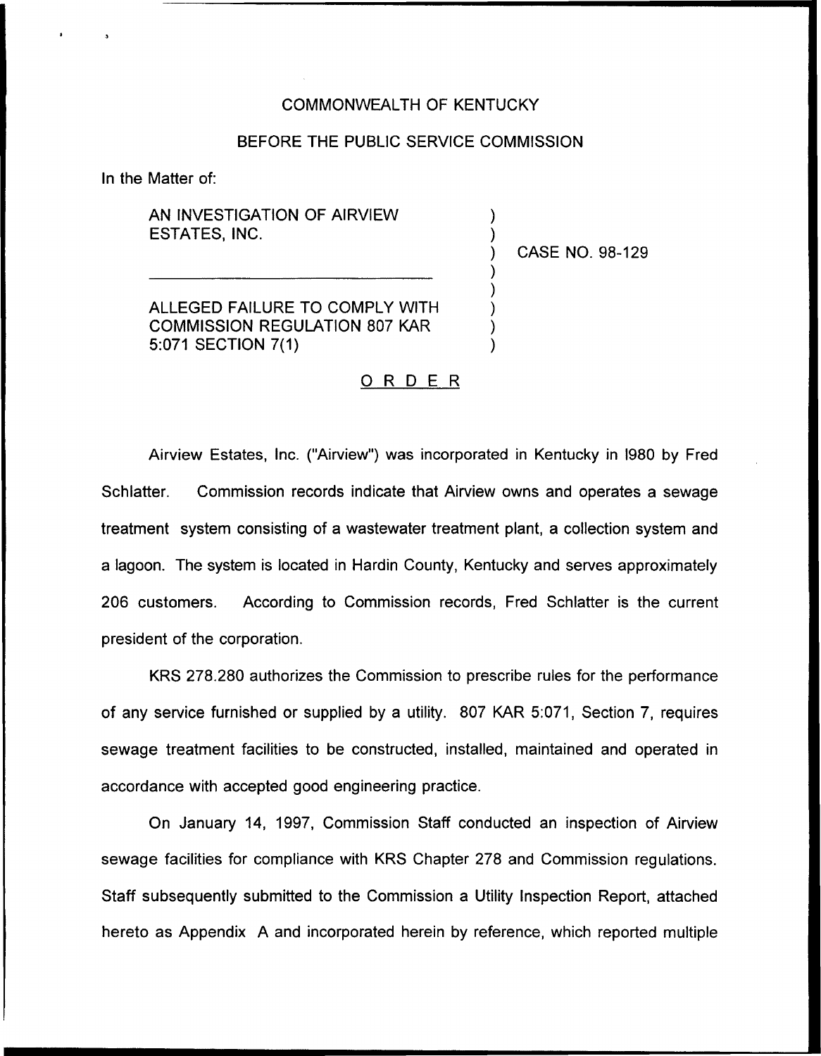COMMONWEALTH OF KENTUCKY

BEFORE THE PUBLIC SERVICE COMMISSION

In the Matter of:

AN INVESTIGATION OF AIRVIEW ESTATES, INC.

ALLEGED FAILURE TO COMPLY WITH COMMISSION REGULATION 807 KAR 5:071 SECTION 7(1)

CASE NO. 98-129

ORDER

Airview Estates, Inc. ("Airview") was incorporated in Kentucky in 1980 by Fred Schlatter. Commission records indicate that Airview owns and operates a sewage treatment system consisting of a wastewater treatment plant, a collection system and a lagoon. The system is located in Hardin County, Kentucky and serves approximately 206 customers. According to Commission records, Fred Schlatter is the current president of the corporation.

KRS 278.280 authorizes the Commission to prescribe rules for the performance of any service furnished or supplied by a utility. 807 KAR 5:071, Section 7, requires sewage treatment facilities to be constructed, installed, maintained and operated in accordance with accepted good engineering practice.

On January 14, 1997, Commission Staff conducted an inspection of Airview sewage facilities for compliance with KRS Chapter 278 and Commission regulations. Staff subsequently submitted to the Commission a Utility Inspection Report, attached hereto as Appendix A and incorporated herein by reference, which reported multiple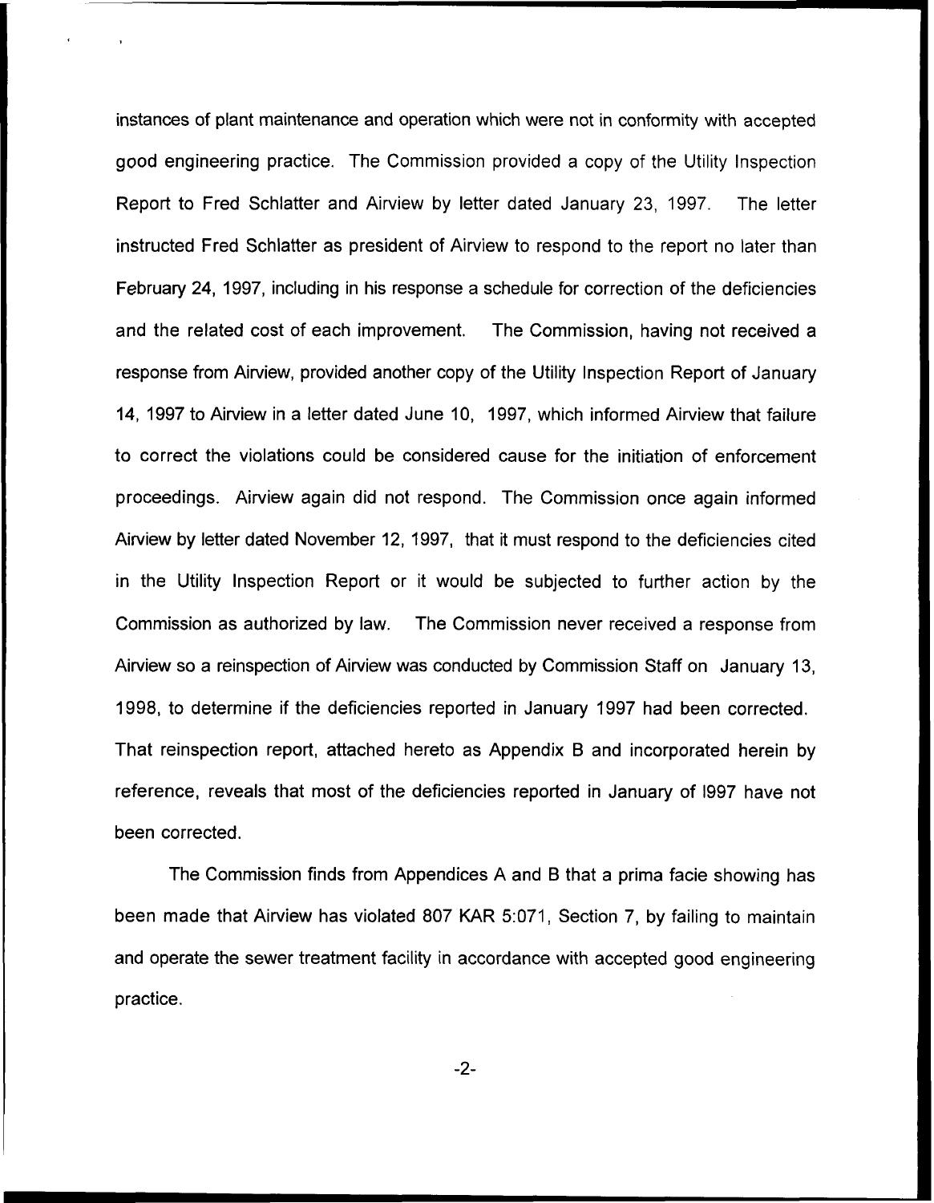instances of plant maintenance and operation which were not in conformity with accepted good engineering practice. The Commission provided a copy of the Utility Inspection Report to Fred Schlatter and Airview by letter dated January 23, 1997. The letter instructed Fred Schlatter as president of Airview to respond to the report no later than February 24, 1997, including in his response a schedule for correction of the deficiencies and the related cost of each improvement. The Commission, having not received a response from Airview, provided another copy of the Utility Inspection Report of January 14, 1997 to Airview in a letter dated June 10, 1997, which informed Airview that failure to correct the violations could be considered cause for the initiation of enforcement proceedings. Airview again did not respond. The Commission once again informed Airview by letter dated November 12, 1997, that it must respond to the deficiencies cited in the Utility Inspection Report or it would be subjected to further action by the Commission as authorized by law. The Commission never received a response from Airview so a reinspection of Airview was conducted by Commission Staff on January 13, 1998, to determine if the deficiencies reported in January 1997 had been corrected. That reinspection report, attached hereto as Appendix B and incorporated herein by reference, reveals that most of the deficiencies reported in January of l997 have not been corrected.

The Commission finds from Appendices A and B that a prima facie showing has been made that Airview has violated 807 KAR 5:071, Section 7, by failing to maintain and operate the sewer treatment facility in accordance with accepted good engineering practice.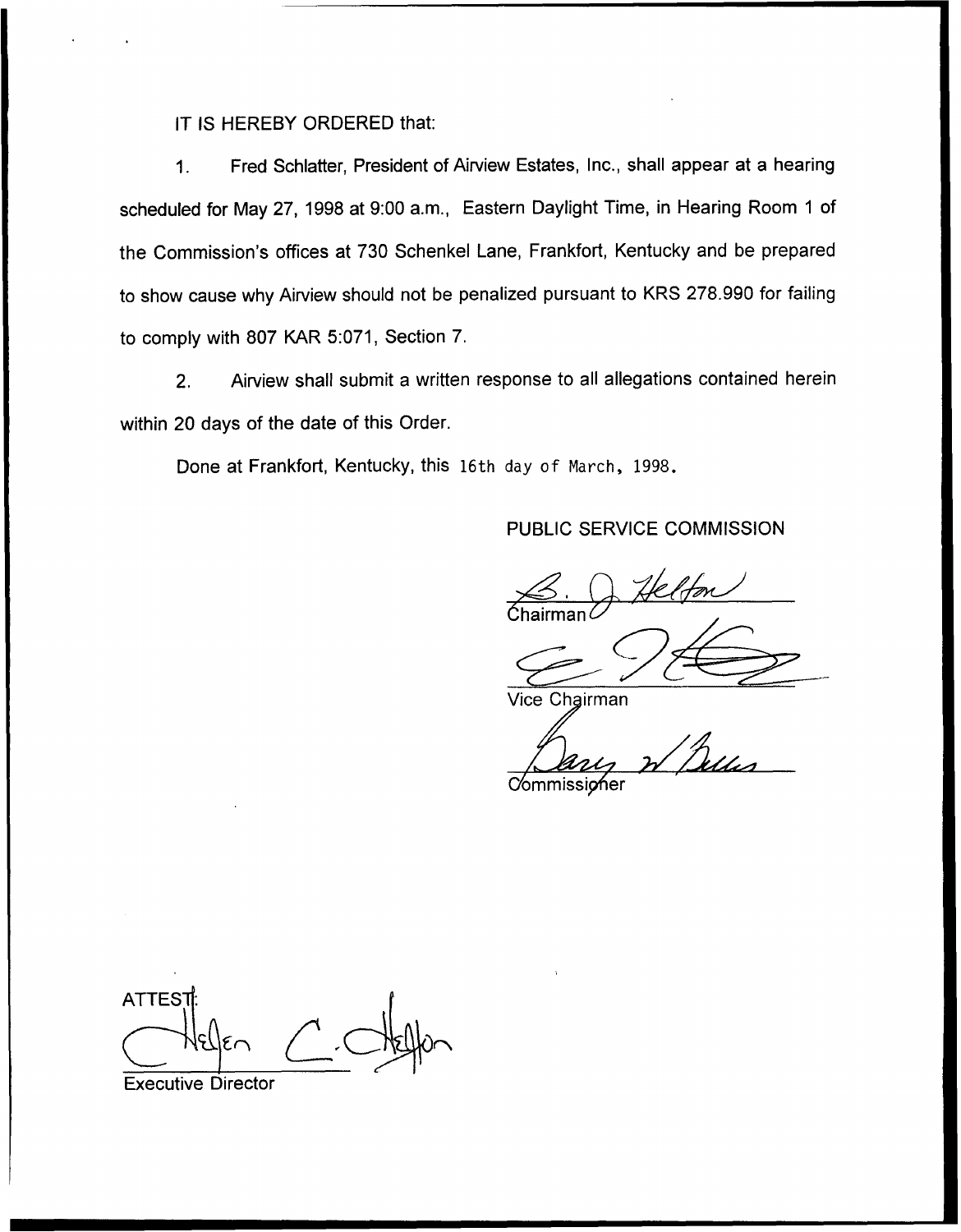IT IS HEREBY ORDERED that:

1. Fred Schlatter, President of Airview Estates, Inc., shall appear at a hearing scheduled for May 27, 1998 at 9:00 a.m., Eastern Daylight Time, in Hearing Room 1 of the Commission's offices at 730 Schenkel Lane, Frankfort, Kentucky and be prepared to show cause why Airview should not be penalized pursuant to KRS 278.990 for failing to comply with 807 KAR 5:071, Section 7.

2. Airview shall submit a written response to all allegations contained herein within 20 days of the date of this Order.

Done at Frankfort, Kentucky, this 16th day of March, 1998.

PUBLIC SERVICE COMMISSION

Chairman

Vice Chairman

Commissioner

ATTEST:

Executive Director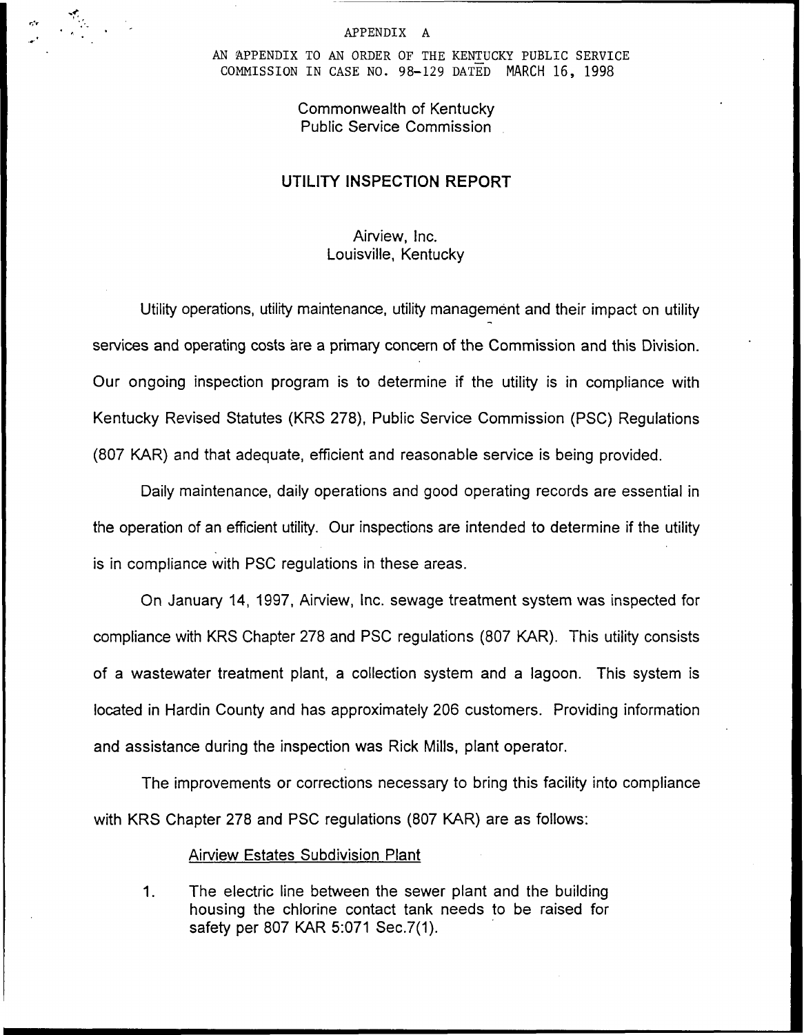APPENDIX A

AN APPENDIX TO AN ORDER OF THE KENTUCKY PUBLIC SERVICE COMMISSION IN CASE NO. 98-129 DATED MARCH 16, 1998

Commonwealth of Kentucky
Public Service Commission

## UTILITY INSPECTION REPORT

Airview, Inc.
Louisville, Kentucky

Utility operations, utility maintenance, utility management and their impact on utility services and operating costs are a primary concern of the Commission and this Division. Our ongoing inspection program is to determine if the utility is in compliance with Kentucky Revised Statutes (KRS 278), Public Service Commission (PSC) Regulations (807 KAR) and that adequate, efficient and reasonable service is being provided.

Daily maintenance, daily operations and good operating records are essential in the operation of an efficient utility. Our inspections are intended to determine if the utility is in compliance with PSC regulations in these areas.

On January 14, 1997, Airview, Inc. sewage treatment system was inspected for compliance with KRS Chapter 278 and PSC regulations (807 KAR). This utility consists of a wastewater treatment plant, a collection system and a lagoon. This system is located in Hardin County and has approximately 206 customers. Providing information and assistance during the inspection was Rick Mills, plant operator.

The improvements or corrections necessary to bring this facility into compliance with KRS Chapter 278 and PSC regulations (807 KAR) are as follows:

Airview Estates Subdivision Plant

1. The electric line between the sewer plant and the building housing the chlorine contact tank needs to be raised for safety per 807 KAR 5:071 Sec.7(1).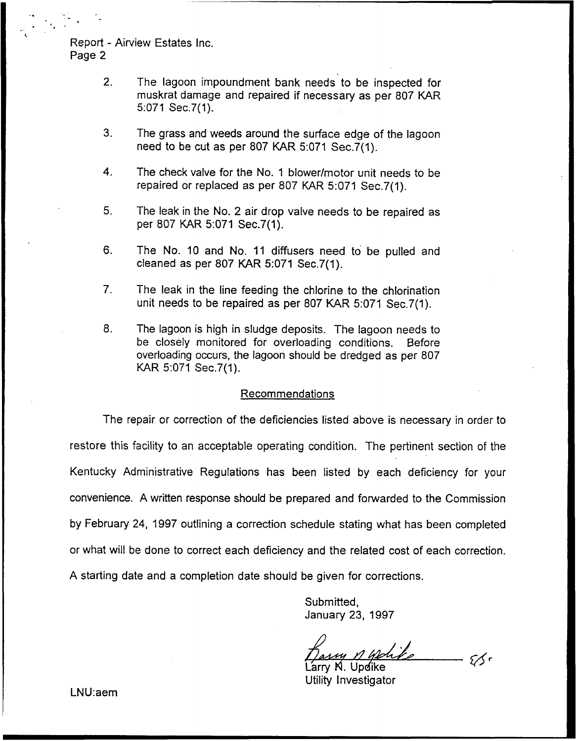Report - Airview Estates Inc.
Page 2

2. The lagoon impoundment bank needs to be inspected for muskrat damage and repaired if necessary as per 807 KAR 5:071 Sec.7(1).

3. The grass and weeds around the surface edge of the lagoon need to be cut as per 807 KAR 5:071 Sec.7(1).

4. The check valve for the No. 1 blower/motor unit needs to be repaired or replaced as per 807 KAR 5:071 Sec.7(1).

5. The leak in the No. 2 air drop valve needs to be repaired as per 807 KAR 5:071 Sec.7(1).

6. The No. 10 and No. 11 diffusers need to be pulled and cleaned as per 807 KAR 5:071 Sec.7(1).

7. The leak in the line feeding the chlorine to the chlorination unit needs to be repaired as per 807 KAR 5:071 Sec.7(1).

8. The lagoon is high in sludge deposits. The lagoon needs to be closely monitored for overloading conditions. Before overloading occurs, the lagoon should be dredged as per 807 KAR 5:071 Sec.7(1).

## Recommendations

The repair or correction of the deficiencies listed above is necessary in order to restore this facility to an acceptable operating condition. The pertinent section of the Kentucky Administrative Regulations has been listed by each deficiency for your convenience. A written response should be prepared and forwarded to the Commission by February 24, 1997 outlining a correction schedule stating what has been completed or what will be done to correct each deficiency and the related cost of each correction. A starting date and a completion date should be given for corrections.

Submitted,
January 23, 1997

Larry N. Updike
Utility Investigator

LNU:aem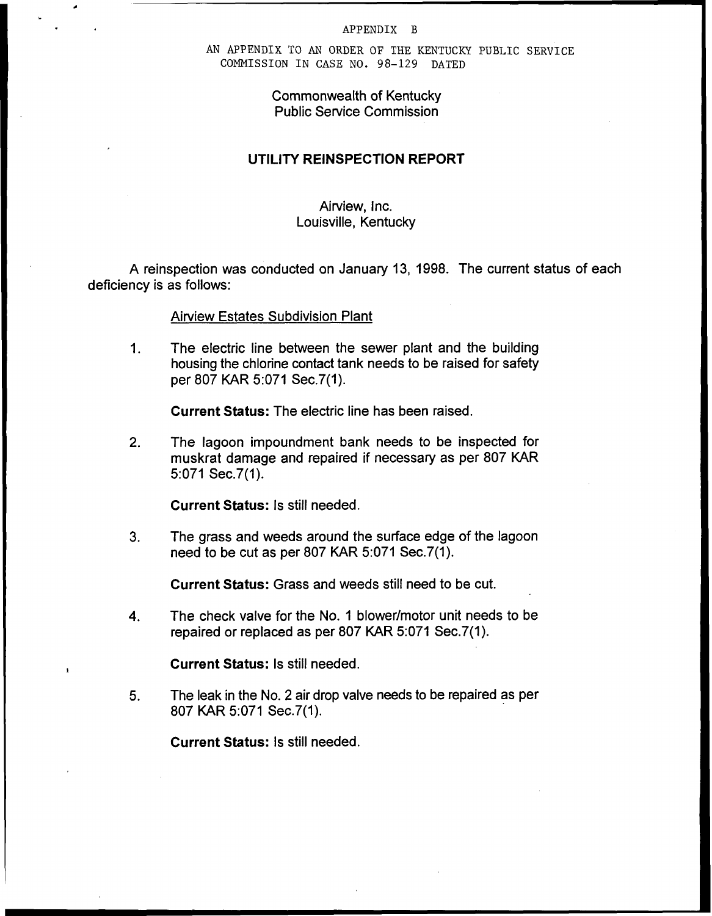APPENDIX B

AN APPENDIX TO AN ORDER OF THE KENTUCKY PUBLIC SERVICE COMMISSION IN CASE NO. 98-129 DATED

Commonwealth of Kentucky
Public Service Commission

# UTILITY REINSPECTION REPORT

Airview, Inc.
Louisville, Kentucky

A reinspection was conducted on January 13, 1998. The current status of each deficiency is as follows:

Airview Estates Subdivision Plant

1. The electric line between the sewer plant and the building housing the chlorine contact tank needs to be raised for safety per 807 KAR 5:071 Sec.7(1).

   **Current Status:** The electric line has been raised.

2. The lagoon impoundment bank needs to be inspected for muskrat damage and repaired if necessary as per 807 KAR 5:071 Sec.7(1).

   **Current Status:** Is still needed.

3. The grass and weeds around the surface edge of the lagoon need to be cut as per 807 KAR 5:071 Sec.7(1).

   **Current Status:** Grass and weeds still need to be cut.

4. The check valve for the No. 1 blower/motor unit needs to be repaired or replaced as per 807 KAR 5:071 Sec.7(1).

   **Current Status:** Is still needed.

5. The leak in the No. 2 air drop valve needs to be repaired as per 807 KAR 5:071 Sec.7(1).

   **Current Status:** Is still needed.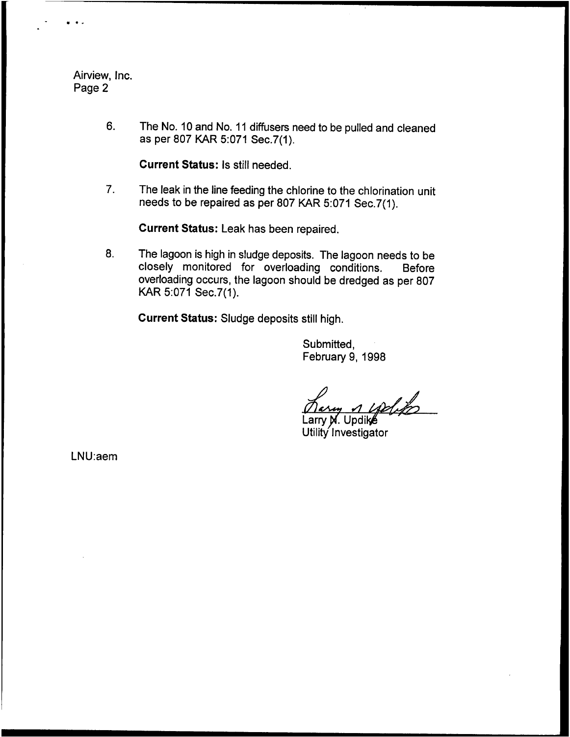Airview, Inc.
Page 2

6. The No. 10 and No. 11 diffusers need to be pulled and cleaned as per 807 KAR 5:071 Sec.7(1).

   **Current Status:** Is still needed.

7. The leak in the line feeding the chlorine to the chlorination unit needs to be repaired as per 807 KAR 5:071 Sec.7(1).

   **Current Status:** Leak has been repaired.

8. The lagoon is high in sludge deposits. The lagoon needs to be closely monitored for overloading conditions. Before overloading occurs, the lagoon should be dredged as per 807 KAR 5:071 Sec.7(1).

   **Current Status:** Sludge deposits still high.

Submitted,
February 9, 1998

Larry N. Updike
Utility Investigator

LNU:aem